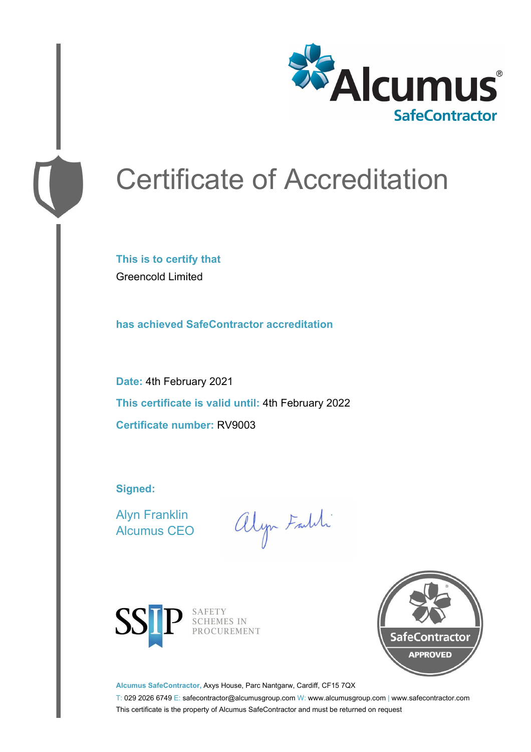# Certificate of Accreditation

**This is to certify that**

Greencold Limited

**has achieved SafeContractor accreditation**

**Date:** 4th February 2021

**This certificate is valid until:** 4th February 2022

**Certificate number:** RV9003

**Signed:**

Alyn Franklin
Alcumus CEO

SAFETY SCHEMES IN PROCUREMENT

SafeContractor APPROVED

**Alcumus SafeContractor,** Axys House, Parc Nantgarw, Cardiff, CF15 7QX

T: 029 2026 6749 E: safecontractor@alcumusgroup.com W: www.alcumusgroup.com | www.safecontractor.com

This certificate is the property of Alcumus SafeContractor and must be returned on request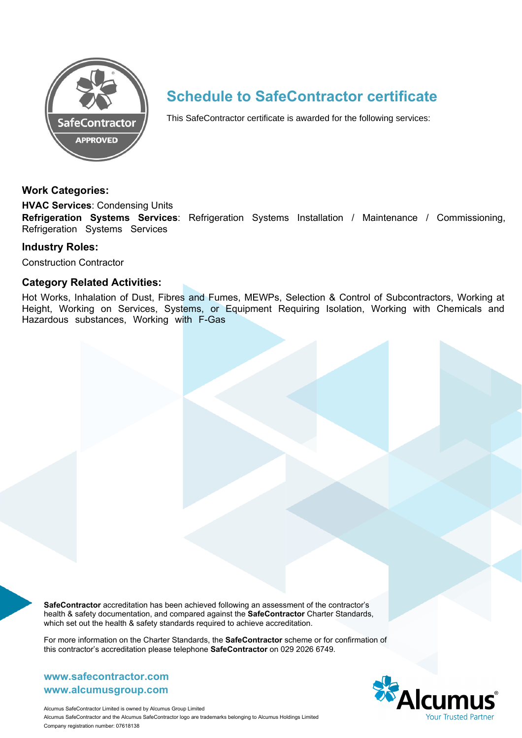# Schedule to SafeContractor certificate

This SafeContractor certificate is awarded for the following services:

## Work Categories:

**HVAC Services**: Condensing Units
**Refrigeration Systems Services**: Refrigeration Systems Installation / Maintenance / Commissioning, Refrigeration Systems Services

## Industry Roles:

Construction Contractor

## Category Related Activities:

Hot Works, Inhalation of Dust, Fibres and Fumes, MEWPs, Selection & Control of Subcontractors, Working at Height, Working on Services, Systems, or Equipment Requiring Isolation, Working with Chemicals and Hazardous substances, Working with F-Gas

**SafeContractor** accreditation has been achieved following an assessment of the contractor's health & safety documentation, and compared against the **SafeContractor** Charter Standards, which set out the health & safety standards required to achieve accreditation.

For more information on the Charter Standards, the **SafeContractor** scheme or for confirmation of this contractor's accreditation please telephone **SafeContractor** on 029 2026 6749.

**www.safecontractor.com**
**www.alcumusgroup.com**

Alcumus SafeContractor Limited is owned by Alcumus Group Limited
Alcumus SafeContractor and the Alcumus SafeContractor logo are trademarks belonging to Alcumus Holdings Limited
Company registration number: 07618138